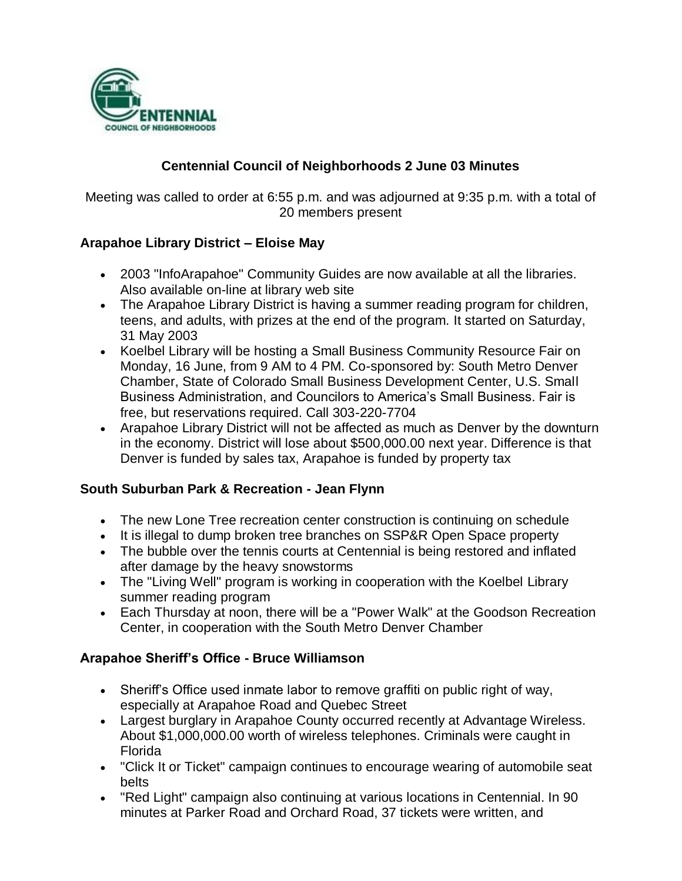# Centennial Council of Neighborhoods 2 June 03 Minutes

Meeting was called to order at 6:55 p.m. and was adjourned at 9:35 p.m. with a total of 20 members present

## Arapahoe Library District – Eloise May

- 2003 "InfoArapahoe" Community Guides are now available at all the libraries. Also available on-line at library web site
- The Arapahoe Library District is having a summer reading program for children, teens, and adults, with prizes at the end of the program. It started on Saturday, 31 May 2003
- Koelbel Library will be hosting a Small Business Community Resource Fair on Monday, 16 June, from 9 AM to 4 PM. Co-sponsored by: South Metro Denver Chamber, State of Colorado Small Business Development Center, U.S. Small Business Administration, and Councilors to America's Small Business. Fair is free, but reservations required. Call 303-220-7704
- Arapahoe Library District will not be affected as much as Denver by the downturn in the economy. District will lose about $500,000.00 next year. Difference is that Denver is funded by sales tax, Arapahoe is funded by property tax

## South Suburban Park & Recreation - Jean Flynn

- The new Lone Tree recreation center construction is continuing on schedule
- It is illegal to dump broken tree branches on SSP&R Open Space property
- The bubble over the tennis courts at Centennial is being restored and inflated after damage by the heavy snowstorms
- The "Living Well" program is working in cooperation with the Koelbel Library summer reading program
- Each Thursday at noon, there will be a "Power Walk" at the Goodson Recreation Center, in cooperation with the South Metro Denver Chamber

## Arapahoe Sheriff's Office - Bruce Williamson

- Sheriff's Office used inmate labor to remove graffiti on public right of way, especially at Arapahoe Road and Quebec Street
- Largest burglary in Arapahoe County occurred recently at Advantage Wireless. About $1,000,000.00 worth of wireless telephones. Criminals were caught in Florida
- "Click It or Ticket" campaign continues to encourage wearing of automobile seat belts
- "Red Light" campaign also continuing at various locations in Centennial. In 90 minutes at Parker Road and Orchard Road, 37 tickets were written, and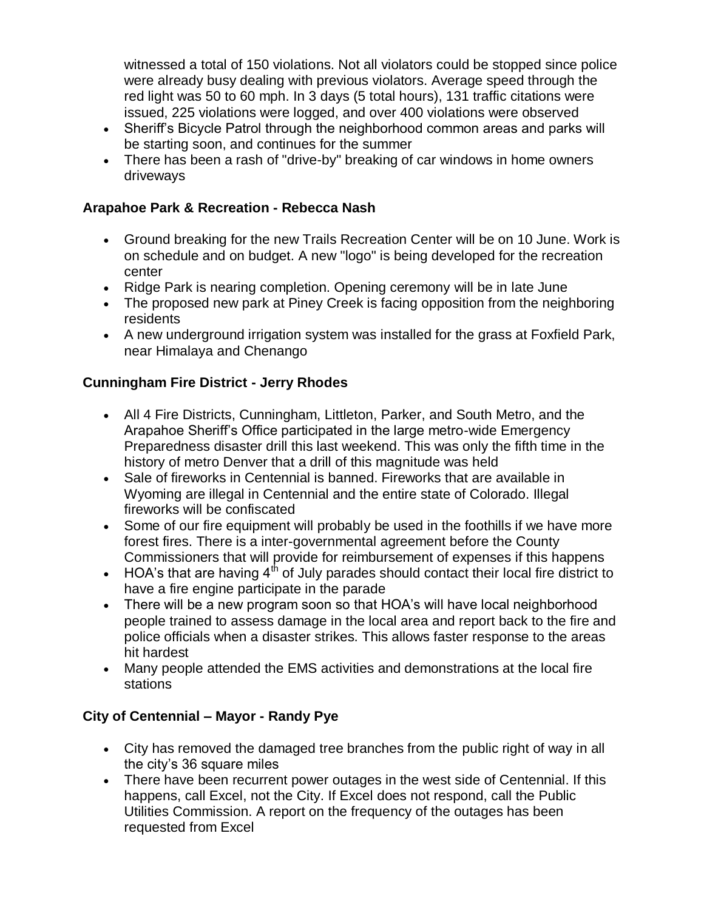witnessed a total of 150 violations. Not all violators could be stopped since police were already busy dealing with previous violators. Average speed through the red light was 50 to 60 mph. In 3 days (5 total hours), 131 traffic citations were issued, 225 violations were logged, and over 400 violations were observed

- Sheriff's Bicycle Patrol through the neighborhood common areas and parks will be starting soon, and continues for the summer
- There has been a rash of "drive-by" breaking of car windows in home owners driveways

### Arapahoe Park & Recreation - Rebecca Nash

- Ground breaking for the new Trails Recreation Center will be on 10 June. Work is on schedule and on budget. A new "logo" is being developed for the recreation center
- Ridge Park is nearing completion. Opening ceremony will be in late June
- The proposed new park at Piney Creek is facing opposition from the neighboring residents
- A new underground irrigation system was installed for the grass at Foxfield Park, near Himalaya and Chenango

### Cunningham Fire District - Jerry Rhodes

- All 4 Fire Districts, Cunningham, Littleton, Parker, and South Metro, and the Arapahoe Sheriff's Office participated in the large metro-wide Emergency Preparedness disaster drill this last weekend. This was only the fifth time in the history of metro Denver that a drill of this magnitude was held
- Sale of fireworks in Centennial is banned. Fireworks that are available in Wyoming are illegal in Centennial and the entire state of Colorado. Illegal fireworks will be confiscated
- Some of our fire equipment will probably be used in the foothills if we have more forest fires. There is a inter-governmental agreement before the County Commissioners that will provide for reimbursement of expenses if this happens
- HOA's that are having 4th of July parades should contact their local fire district to have a fire engine participate in the parade
- There will be a new program soon so that HOA's will have local neighborhood people trained to assess damage in the local area and report back to the fire and police officials when a disaster strikes. This allows faster response to the areas hit hardest
- Many people attended the EMS activities and demonstrations at the local fire stations

### City of Centennial – Mayor - Randy Pye

- City has removed the damaged tree branches from the public right of way in all the city's 36 square miles
- There have been recurrent power outages in the west side of Centennial. If this happens, call Excel, not the City. If Excel does not respond, call the Public Utilities Commission. A report on the frequency of the outages has been requested from Excel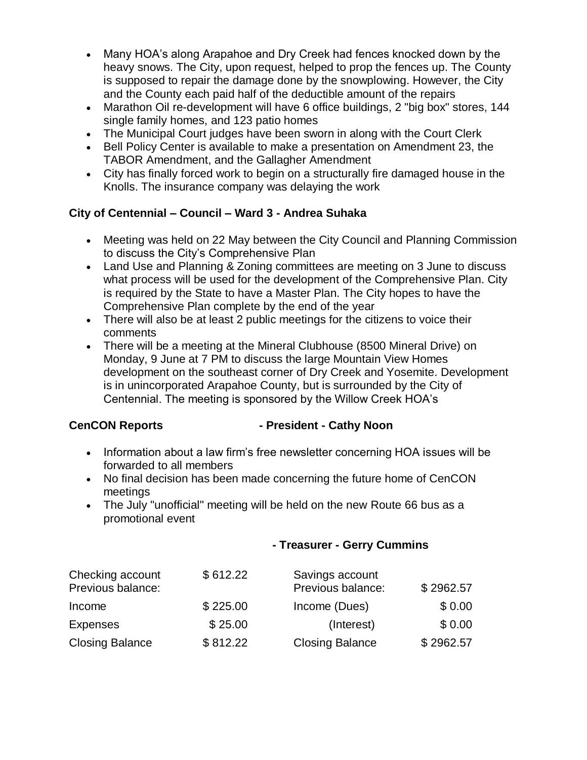- Many HOA's along Arapahoe and Dry Creek had fences knocked down by the heavy snows. The City, upon request, helped to prop the fences up. The County is supposed to repair the damage done by the snowplowing. However, the City and the County each paid half of the deductible amount of the repairs
- Marathon Oil re-development will have 6 office buildings, 2 "big box" stores, 144 single family homes, and 123 patio homes
- The Municipal Court judges have been sworn in along with the Court Clerk
- Bell Policy Center is available to make a presentation on Amendment 23, the TABOR Amendment, and the Gallagher Amendment
- City has finally forced work to begin on a structurally fire damaged house in the Knolls. The insurance company was delaying the work

**City of Centennial – Council – Ward 3 - Andrea Suhaka**

- Meeting was held on 22 May between the City Council and Planning Commission to discuss the City's Comprehensive Plan
- Land Use and Planning & Zoning committees are meeting on 3 June to discuss what process will be used for the development of the Comprehensive Plan. City is required by the State to have a Master Plan. The City hopes to have the Comprehensive Plan complete by the end of the year
- There will also be at least 2 public meetings for the citizens to voice their comments
- There will be a meeting at the Mineral Clubhouse (8500 Mineral Drive) on Monday, 9 June at 7 PM to discuss the large Mountain View Homes development on the southeast corner of Dry Creek and Yosemite. Development is in unincorporated Arapahoe County, but is surrounded by the City of Centennial. The meeting is sponsored by the Willow Creek HOA's

**CenCON Reports - President - Cathy Noon**

- Information about a law firm's free newsletter concerning HOA issues will be forwarded to all members
- No final decision has been made concerning the future home of CenCON meetings
- The July "unofficial" meeting will be held on the new Route 66 bus as a promotional event

**- Treasurer - Gerry Cummins**

| Checking account Previous balance: | $ 612.22 | Savings account Previous balance: | $ 2962.57 |
|---|---|---|---|
| Income | $ 225.00 | Income (Dues) | $ 0.00 |
| Expenses | $ 25.00 | (Interest) | $ 0.00 |
| Closing Balance | $ 812.22 | Closing Balance | $ 2962.57 |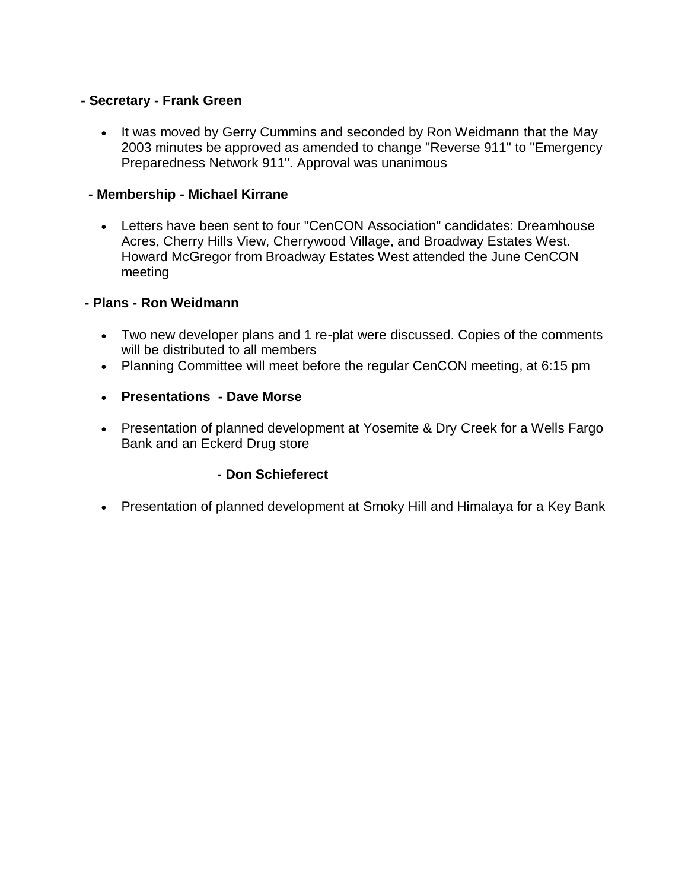**- Secretary - Frank Green**

- It was moved by Gerry Cummins and seconded by Ron Weidmann that the May 2003 minutes be approved as amended to change "Reverse 911" to "Emergency Preparedness Network 911". Approval was unanimous

**- Membership - Michael Kirrane**

- Letters have been sent to four "CenCON Association" candidates: Dreamhouse Acres, Cherry Hills View, Cherrywood Village, and Broadway Estates West. Howard McGregor from Broadway Estates West attended the June CenCON meeting

**- Plans - Ron Weidmann**

- Two new developer plans and 1 re-plat were discussed. Copies of the comments will be distributed to all members
- Planning Committee will meet before the regular CenCON meeting, at 6:15 pm
- **Presentations - Dave Morse**
- Presentation of planned development at Yosemite & Dry Creek for a Wells Fargo Bank and an Eckerd Drug store

**- Don Schieferect**

- Presentation of planned development at Smoky Hill and Himalaya for a Key Bank